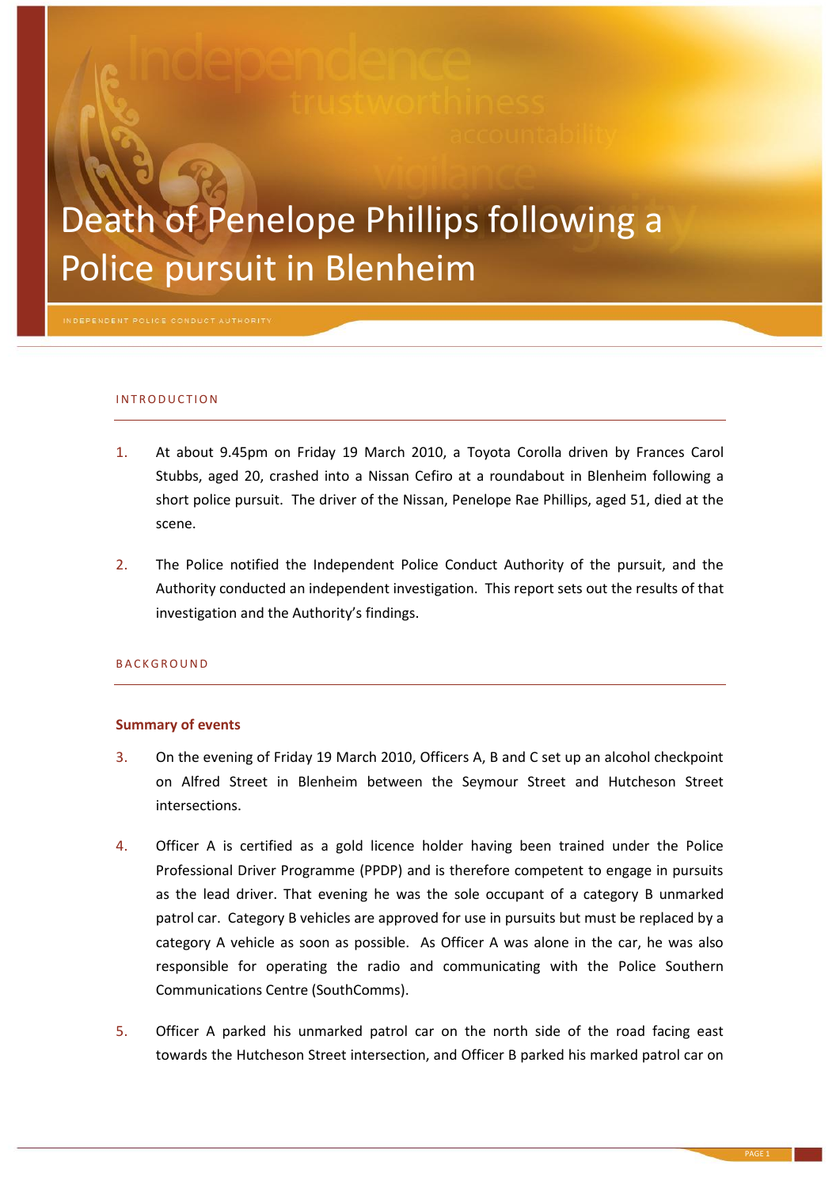# Death of Penelope Phillips following a Police pursuit in Blenheim

## INTRODUCTION

1. At about 9.45pm on Friday 19 March 2010, a Toyota Corolla driven by Frances Carol Stubbs, aged 20, crashed into a Nissan Cefiro at a roundabout in Blenheim following a short police pursuit. The driver of the Nissan, Penelope Rae Phillips, aged 51, died at the scene.

2. The Police notified the Independent Police Conduct Authority of the pursuit, and the Authority conducted an independent investigation. This report sets out the results of that investigation and the Authority's findings.

## BACKGROUND

### Summary of events

3. On the evening of Friday 19 March 2010, Officers A, B and C set up an alcohol checkpoint on Alfred Street in Blenheim between the Seymour Street and Hutcheson Street intersections.

4. Officer A is certified as a gold licence holder having been trained under the Police Professional Driver Programme (PPDP) and is therefore competent to engage in pursuits as the lead driver. That evening he was the sole occupant of a category B unmarked patrol car. Category B vehicles are approved for use in pursuits but must be replaced by a category A vehicle as soon as possible. As Officer A was alone in the car, he was also responsible for operating the radio and communicating with the Police Southern Communications Centre (SouthComms).

5. Officer A parked his unmarked patrol car on the north side of the road facing east towards the Hutcheson Street intersection, and Officer B parked his marked patrol car on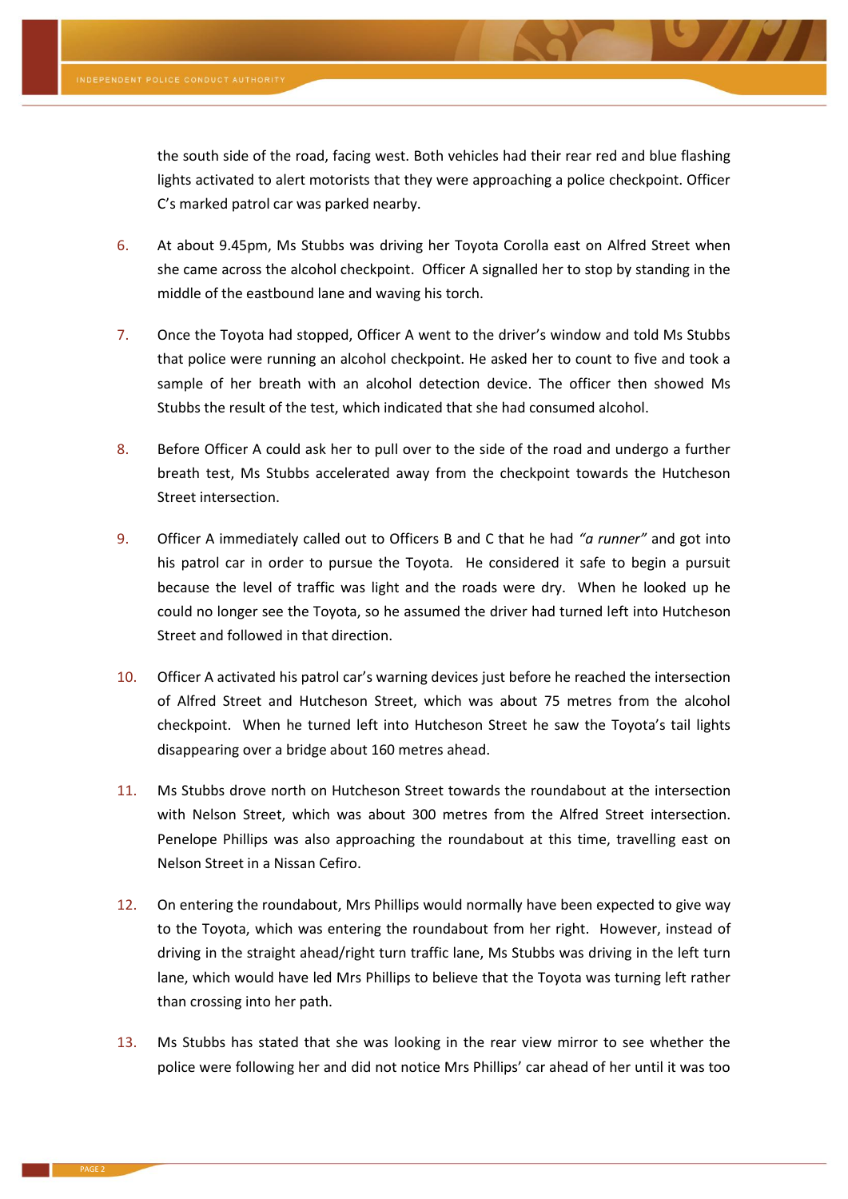the south side of the road, facing west. Both vehicles had their rear red and blue flashing lights activated to alert motorists that they were approaching a police checkpoint. Officer C's marked patrol car was parked nearby.

6. At about 9.45pm, Ms Stubbs was driving her Toyota Corolla east on Alfred Street when she came across the alcohol checkpoint. Officer A signalled her to stop by standing in the middle of the eastbound lane and waving his torch.

7. Once the Toyota had stopped, Officer A went to the driver's window and told Ms Stubbs that police were running an alcohol checkpoint. He asked her to count to five and took a sample of her breath with an alcohol detection device. The officer then showed Ms Stubbs the result of the test, which indicated that she had consumed alcohol.

8. Before Officer A could ask her to pull over to the side of the road and undergo a further breath test, Ms Stubbs accelerated away from the checkpoint towards the Hutcheson Street intersection.

9. Officer A immediately called out to Officers B and C that he had *"a runner"* and got into his patrol car in order to pursue the Toyota. He considered it safe to begin a pursuit because the level of traffic was light and the roads were dry. When he looked up he could no longer see the Toyota, so he assumed the driver had turned left into Hutcheson Street and followed in that direction.

10. Officer A activated his patrol car's warning devices just before he reached the intersection of Alfred Street and Hutcheson Street, which was about 75 metres from the alcohol checkpoint. When he turned left into Hutcheson Street he saw the Toyota's tail lights disappearing over a bridge about 160 metres ahead.

11. Ms Stubbs drove north on Hutcheson Street towards the roundabout at the intersection with Nelson Street, which was about 300 metres from the Alfred Street intersection. Penelope Phillips was also approaching the roundabout at this time, travelling east on Nelson Street in a Nissan Cefiro.

12. On entering the roundabout, Mrs Phillips would normally have been expected to give way to the Toyota, which was entering the roundabout from her right. However, instead of driving in the straight ahead/right turn traffic lane, Ms Stubbs was driving in the left turn lane, which would have led Mrs Phillips to believe that the Toyota was turning left rather than crossing into her path.

13. Ms Stubbs has stated that she was looking in the rear view mirror to see whether the police were following her and did not notice Mrs Phillips' car ahead of her until it was too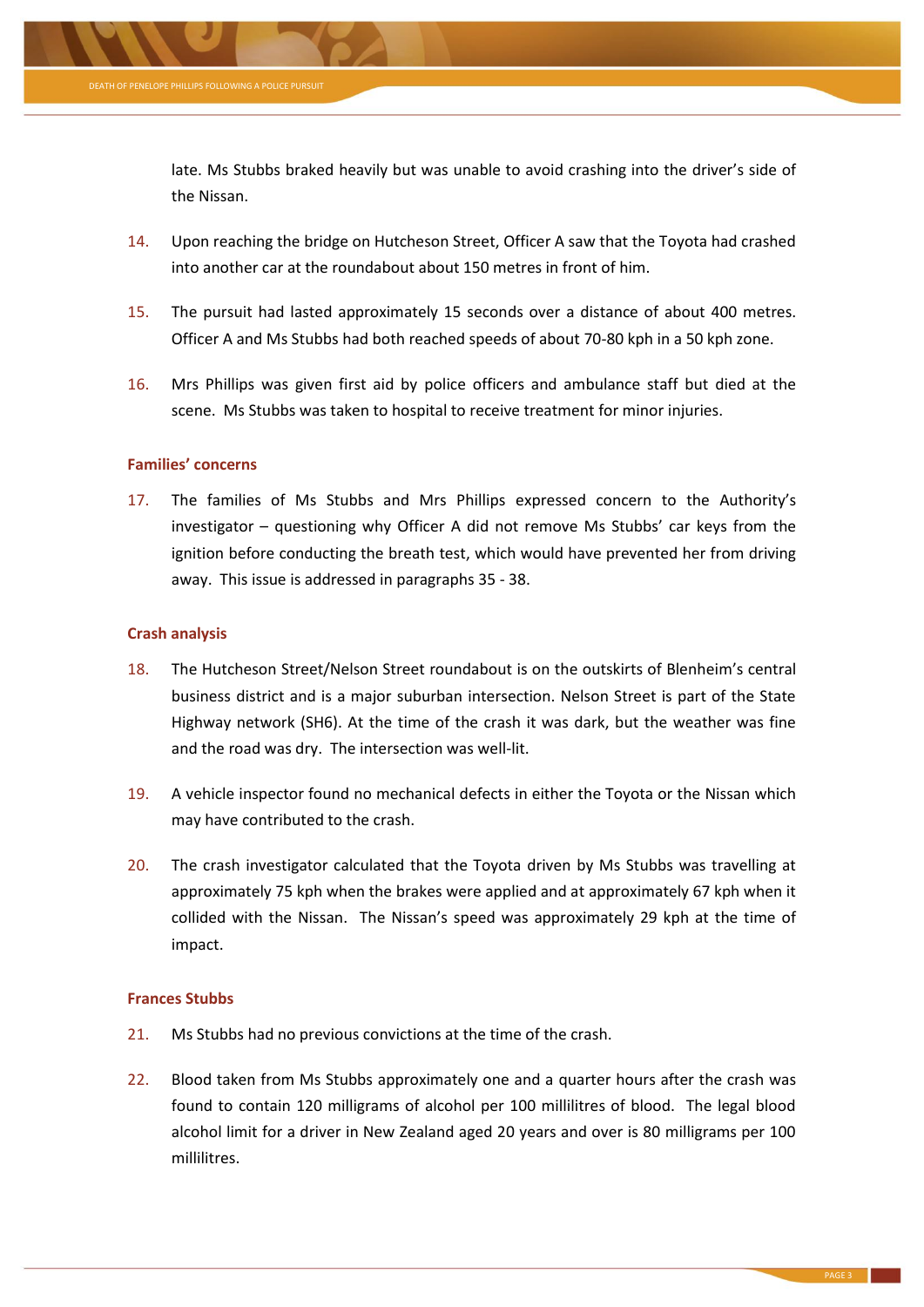late. Ms Stubbs braked heavily but was unable to avoid crashing into the driver's side of the Nissan.

14. Upon reaching the bridge on Hutcheson Street, Officer A saw that the Toyota had crashed into another car at the roundabout about 150 metres in front of him.

15. The pursuit had lasted approximately 15 seconds over a distance of about 400 metres. Officer A and Ms Stubbs had both reached speeds of about 70-80 kph in a 50 kph zone.

16. Mrs Phillips was given first aid by police officers and ambulance staff but died at the scene. Ms Stubbs was taken to hospital to receive treatment for minor injuries.

### Families' concerns

17. The families of Ms Stubbs and Mrs Phillips expressed concern to the Authority's investigator – questioning why Officer A did not remove Ms Stubbs' car keys from the ignition before conducting the breath test, which would have prevented her from driving away. This issue is addressed in paragraphs 35 - 38.

### Crash analysis

18. The Hutcheson Street/Nelson Street roundabout is on the outskirts of Blenheim's central business district and is a major suburban intersection. Nelson Street is part of the State Highway network (SH6). At the time of the crash it was dark, but the weather was fine and the road was dry. The intersection was well-lit.

19. A vehicle inspector found no mechanical defects in either the Toyota or the Nissan which may have contributed to the crash.

20. The crash investigator calculated that the Toyota driven by Ms Stubbs was travelling at approximately 75 kph when the brakes were applied and at approximately 67 kph when it collided with the Nissan. The Nissan's speed was approximately 29 kph at the time of impact.

### Frances Stubbs

21. Ms Stubbs had no previous convictions at the time of the crash.

22. Blood taken from Ms Stubbs approximately one and a quarter hours after the crash was found to contain 120 milligrams of alcohol per 100 millilitres of blood. The legal blood alcohol limit for a driver in New Zealand aged 20 years and over is 80 milligrams per 100 millilitres.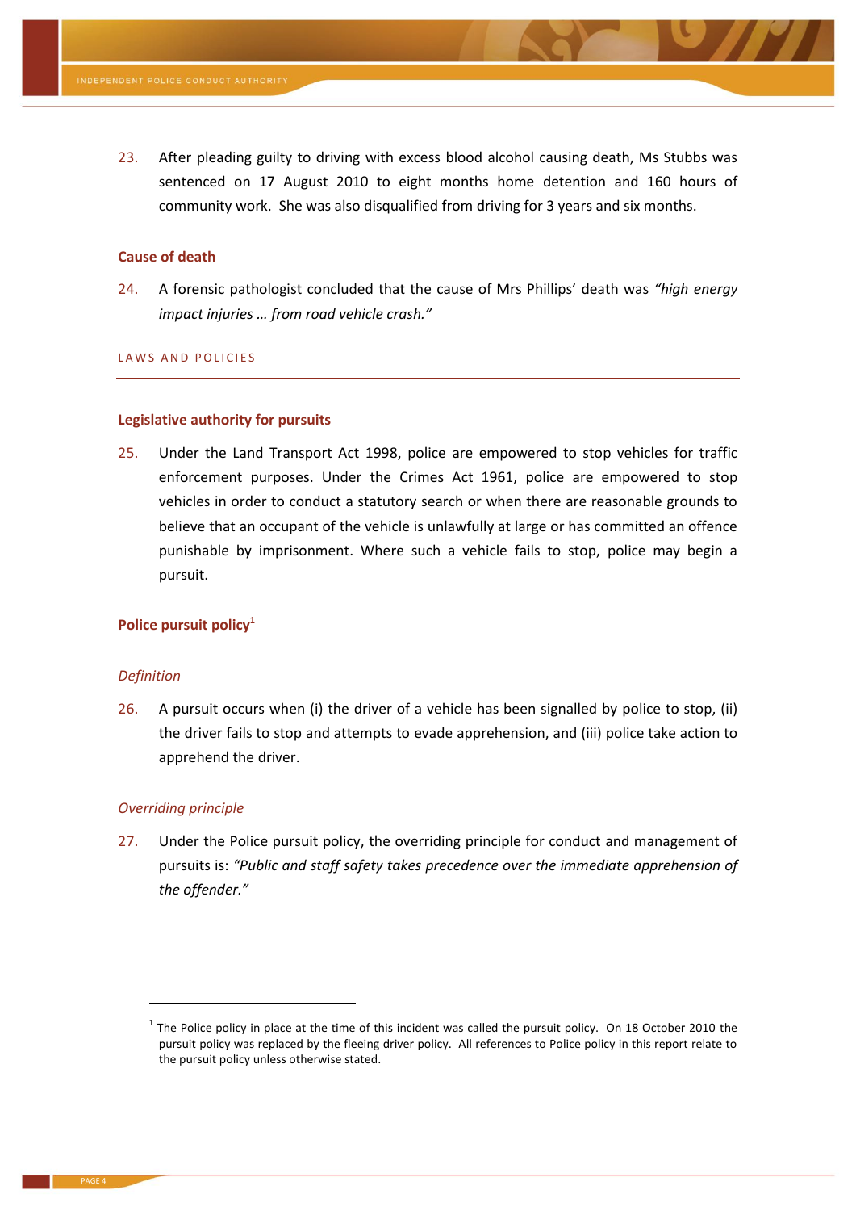23. After pleading guilty to driving with excess blood alcohol causing death, Ms Stubbs was sentenced on 17 August 2010 to eight months home detention and 160 hours of community work. She was also disqualified from driving for 3 years and six months.

### Cause of death

24. A forensic pathologist concluded that the cause of Mrs Phillips' death was *"high energy impact injuries … from road vehicle crash."*

## LAWS AND POLICIES

### Legislative authority for pursuits

25. Under the Land Transport Act 1998, police are empowered to stop vehicles for traffic enforcement purposes. Under the Crimes Act 1961, police are empowered to stop vehicles in order to conduct a statutory search or when there are reasonable grounds to believe that an occupant of the vehicle is unlawfully at large or has committed an offence punishable by imprisonment. Where such a vehicle fails to stop, police may begin a pursuit.

### Police pursuit policy[1]

#### *Definition*

26. A pursuit occurs when (i) the driver of a vehicle has been signalled by police to stop, (ii) the driver fails to stop and attempts to evade apprehension, and (iii) police take action to apprehend the driver.

#### *Overriding principle*

27. Under the Police pursuit policy, the overriding principle for conduct and management of pursuits is: *"Public and staff safety takes precedence over the immediate apprehension of the offender."*

[1] The Police policy in place at the time of this incident was called the pursuit policy. On 18 October 2010 the pursuit policy was replaced by the fleeing driver policy. All references to Police policy in this report relate to the pursuit policy unless otherwise stated.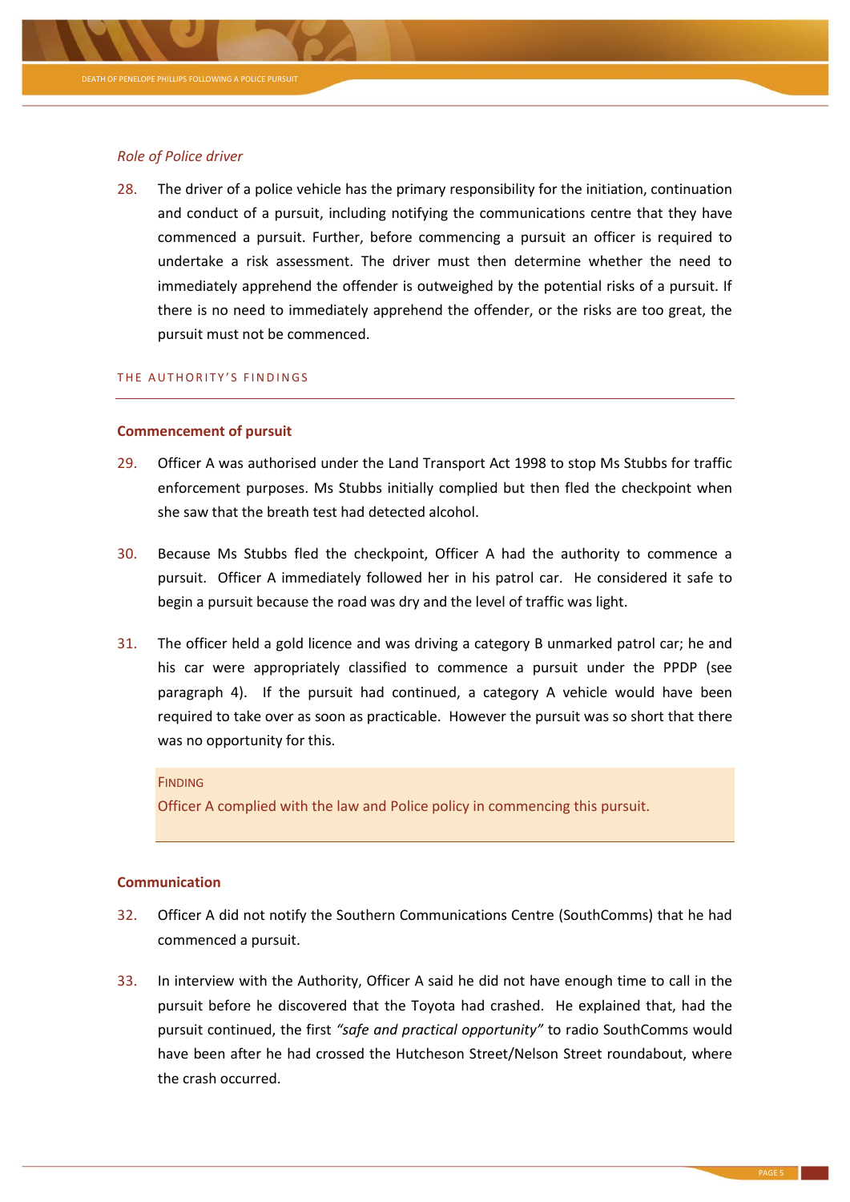*Role of Police driver*

28. The driver of a police vehicle has the primary responsibility for the initiation, continuation and conduct of a pursuit, including notifying the communications centre that they have commenced a pursuit. Further, before commencing a pursuit an officer is required to undertake a risk assessment. The driver must then determine whether the need to immediately apprehend the offender is outweighed by the potential risks of a pursuit. If there is no need to immediately apprehend the offender, or the risks are too great, the pursuit must not be commenced.

## THE AUTHORITY'S FINDINGS

### Commencement of pursuit

29. Officer A was authorised under the Land Transport Act 1998 to stop Ms Stubbs for traffic enforcement purposes. Ms Stubbs initially complied but then fled the checkpoint when she saw that the breath test had detected alcohol.

30. Because Ms Stubbs fled the checkpoint, Officer A had the authority to commence a pursuit. Officer A immediately followed her in his patrol car. He considered it safe to begin a pursuit because the road was dry and the level of traffic was light.

31. The officer held a gold licence and was driving a category B unmarked patrol car; he and his car were appropriately classified to commence a pursuit under the PPDP (see paragraph 4). If the pursuit had continued, a category A vehicle would have been required to take over as soon as practicable. However the pursuit was so short that there was no opportunity for this.

> FINDING
> Officer A complied with the law and Police policy in commencing this pursuit.

### Communication

32. Officer A did not notify the Southern Communications Centre (SouthComms) that he had commenced a pursuit.

33. In interview with the Authority, Officer A said he did not have enough time to call in the pursuit before he discovered that the Toyota had crashed. He explained that, had the pursuit continued, the first *"safe and practical opportunity"* to radio SouthComms would have been after he had crossed the Hutcheson Street/Nelson Street roundabout, where the crash occurred.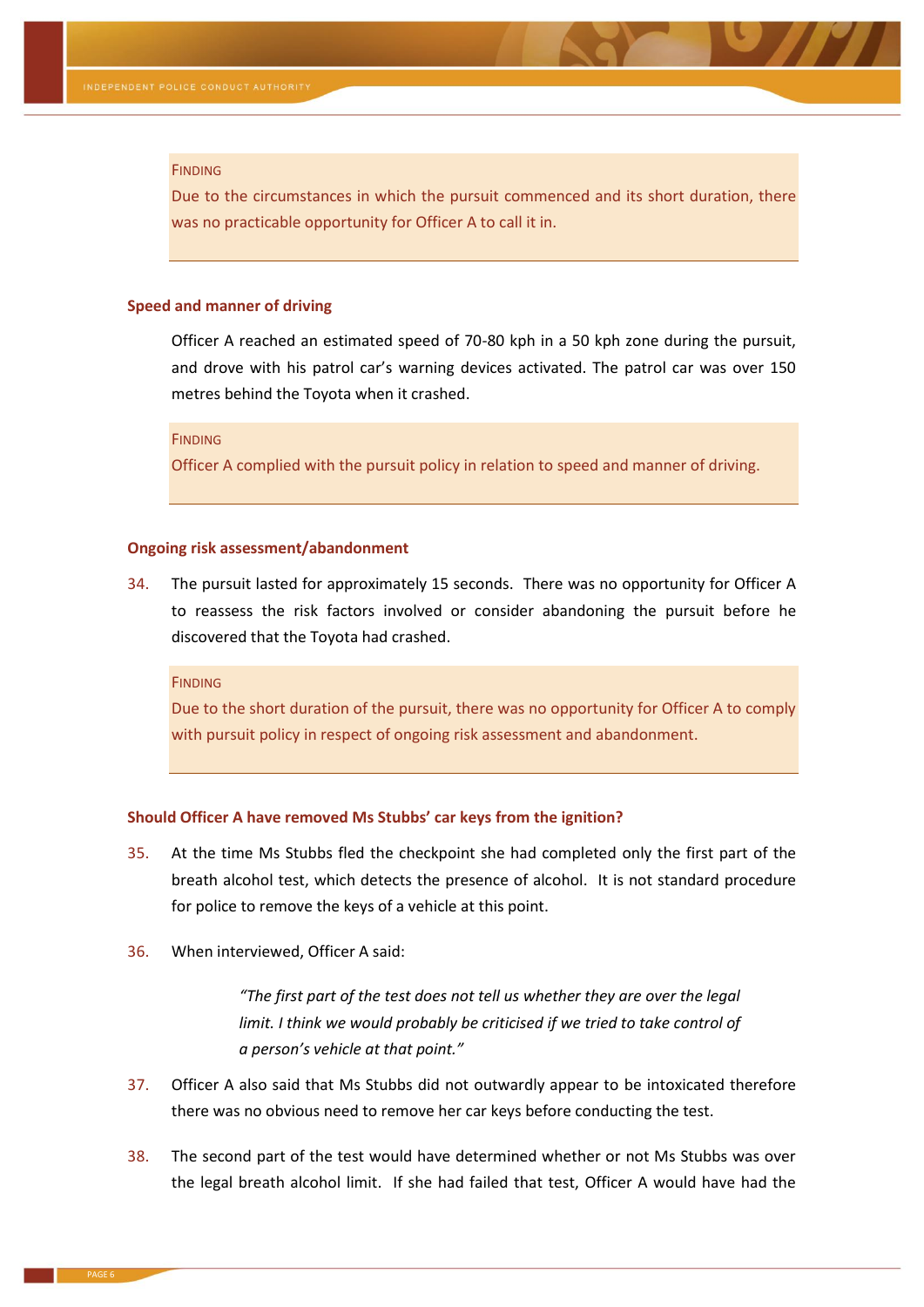> **FINDING**
>
> Due to the circumstances in which the pursuit commenced and its short duration, there was no practicable opportunity for Officer A to call it in.

### Speed and manner of driving

Officer A reached an estimated speed of 70-80 kph in a 50 kph zone during the pursuit, and drove with his patrol car's warning devices activated. The patrol car was over 150 metres behind the Toyota when it crashed.

> **FINDING**
>
> Officer A complied with the pursuit policy in relation to speed and manner of driving.

### Ongoing risk assessment/abandonment

34. The pursuit lasted for approximately 15 seconds. There was no opportunity for Officer A to reassess the risk factors involved or consider abandoning the pursuit before he discovered that the Toyota had crashed.

> **FINDING**
>
> Due to the short duration of the pursuit, there was no opportunity for Officer A to comply with pursuit policy in respect of ongoing risk assessment and abandonment.

### Should Officer A have removed Ms Stubbs' car keys from the ignition?

35. At the time Ms Stubbs fled the checkpoint she had completed only the first part of the breath alcohol test, which detects the presence of alcohol. It is not standard procedure for police to remove the keys of a vehicle at this point.

36. When interviewed, Officer A said:

> *"The first part of the test does not tell us whether they are over the legal limit. I think we would probably be criticised if we tried to take control of a person's vehicle at that point."*

37. Officer A also said that Ms Stubbs did not outwardly appear to be intoxicated therefore there was no obvious need to remove her car keys before conducting the test.

38. The second part of the test would have determined whether or not Ms Stubbs was over the legal breath alcohol limit. If she had failed that test, Officer A would have had the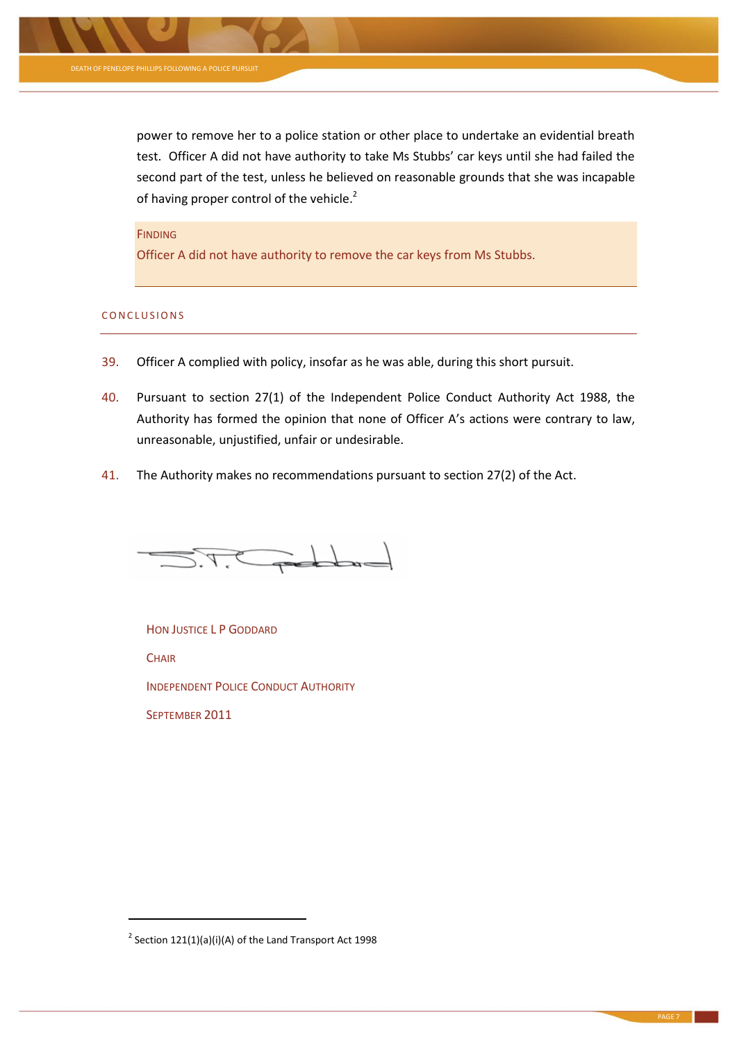power to remove her to a police station or other place to undertake an evidential breath test. Officer A did not have authority to take Ms Stubbs' car keys until she had failed the second part of the test, unless he believed on reasonable grounds that she was incapable of having proper control of the vehicle.[2]

**FINDING**

Officer A did not have authority to remove the car keys from Ms Stubbs.

## CONCLUSIONS

39. Officer A complied with policy, insofar as he was able, during this short pursuit.

40. Pursuant to section 27(1) of the Independent Police Conduct Authority Act 1988, the Authority has formed the opinion that none of Officer A's actions were contrary to law, unreasonable, unjustified, unfair or undesirable.

41. The Authority makes no recommendations pursuant to section 27(2) of the Act.

HON JUSTICE L P GODDARD

CHAIR

INDEPENDENT POLICE CONDUCT AUTHORITY

SEPTEMBER 2011

---

[2] Section 121(1)(a)(i)(A) of the Land Transport Act 1998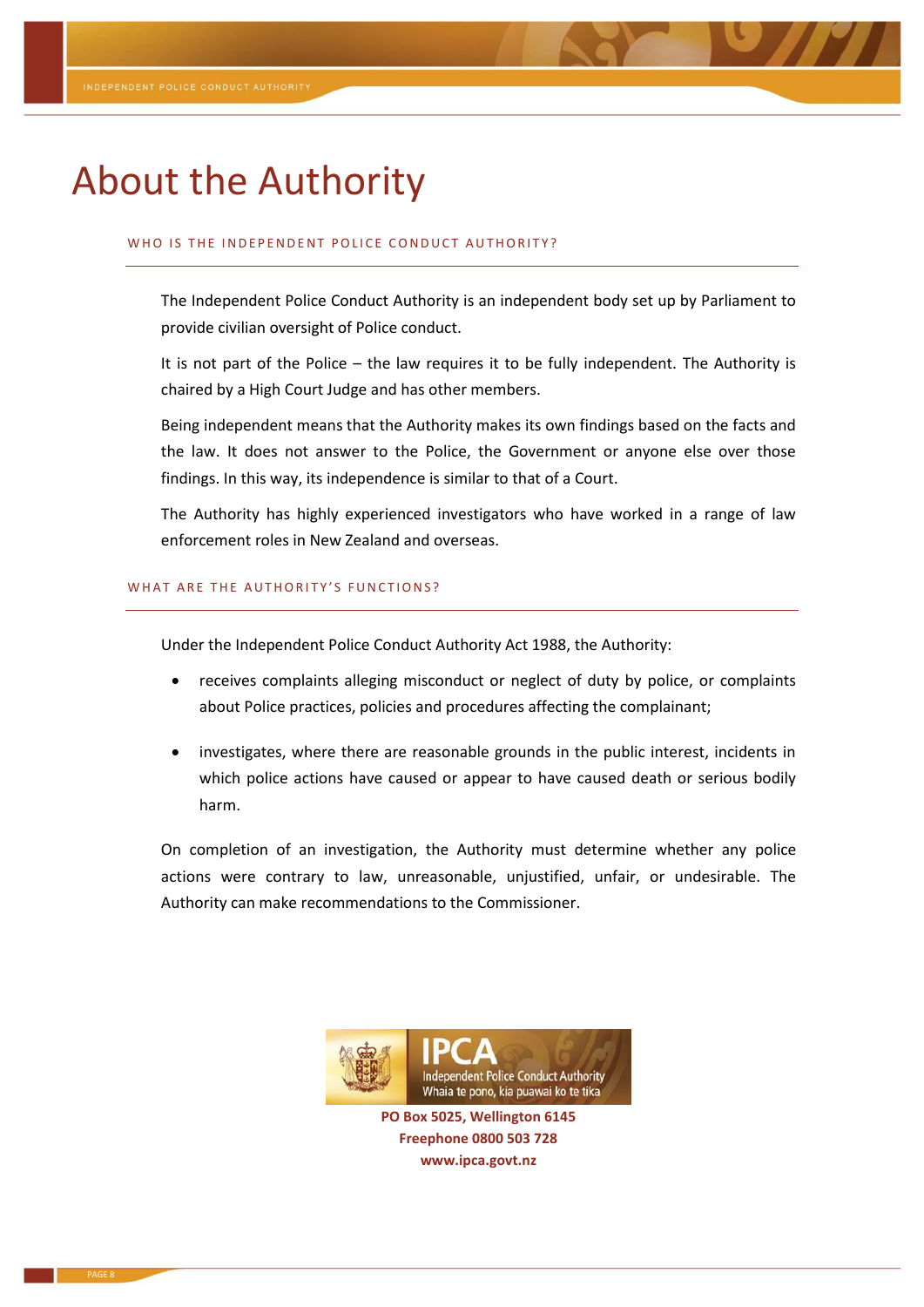# About the Authority

## WHO IS THE INDEPENDENT POLICE CONDUCT AUTHORITY?

The Independent Police Conduct Authority is an independent body set up by Parliament to provide civilian oversight of Police conduct.

It is not part of the Police – the law requires it to be fully independent. The Authority is chaired by a High Court Judge and has other members.

Being independent means that the Authority makes its own findings based on the facts and the law. It does not answer to the Police, the Government or anyone else over those findings. In this way, its independence is similar to that of a Court.

The Authority has highly experienced investigators who have worked in a range of law enforcement roles in New Zealand and overseas.

## WHAT ARE THE AUTHORITY'S FUNCTIONS?

Under the Independent Police Conduct Authority Act 1988, the Authority:

- receives complaints alleging misconduct or neglect of duty by police, or complaints about Police practices, policies and procedures affecting the complainant;
- investigates, where there are reasonable grounds in the public interest, incidents in which police actions have caused or appear to have caused death or serious bodily harm.

On completion of an investigation, the Authority must determine whether any police actions were contrary to law, unreasonable, unjustified, unfair, or undesirable. The Authority can make recommendations to the Commissioner.

IPCA
Independent Police Conduct Authority
Whaia te pono, kia puawai ko te tika

**PO Box 5025, Wellington 6145**
**Freephone 0800 503 728**
**www.ipca.govt.nz**